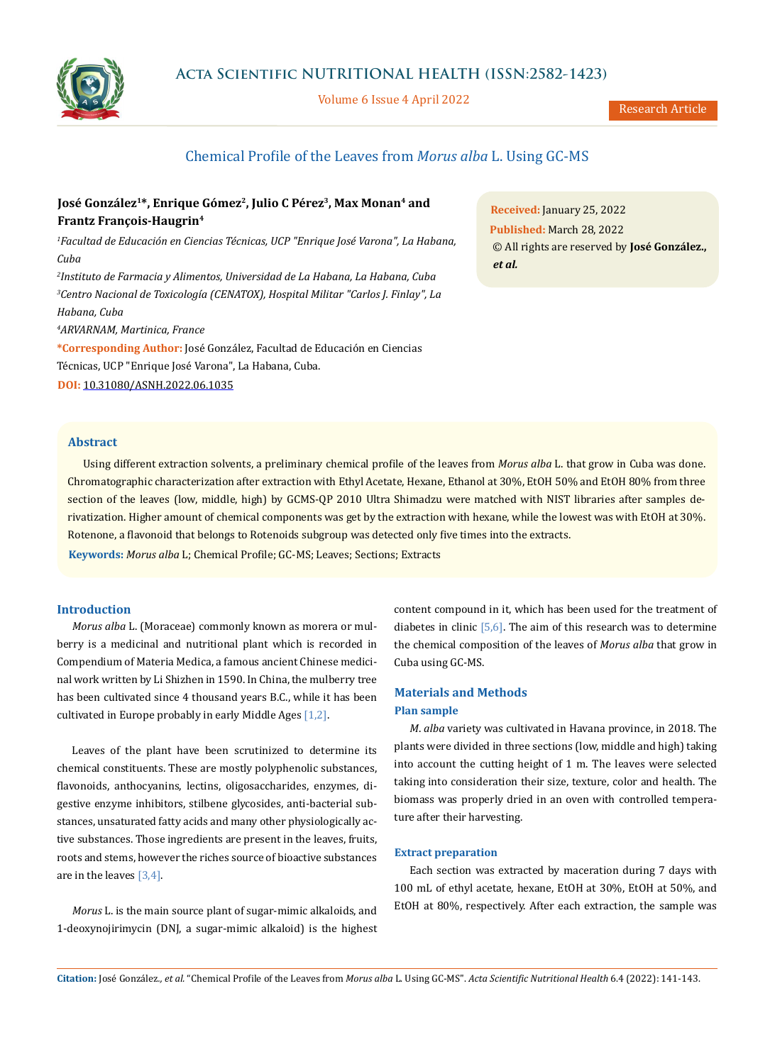# Chemical Profile of the Leaves from *Morus alba* L. Using GC-MS

**José González[1]*, Enrique Gómez[2], Julio C Pérez[3], Max Monan[4] and Frantz François-Haugrin[4]**

[1]*Facultad de Educación en Ciencias Técnicas, UCP "Enrique José Varona", La Habana, Cuba*

[2]*Instituto de Farmacia y Alimentos, Universidad de La Habana, La Habana, Cuba*

[3]*Centro Nacional de Toxicología (CENATOX), Hospital Militar "Carlos J. Finlay", La Habana, Cuba*

[4]*ARVARNAM, Martinica, France*

**\*Corresponding Author:** José González, Facultad de Educación en Ciencias Técnicas, UCP "Enrique José Varona", La Habana, Cuba.

**DOI:** 10.31080/ASNH.2022.06.1035

**Received:** January 25, 2022

**Published:** March 28, 2022

© All rights are reserved by **José González., *et al.***

## Abstract

Using different extraction solvents, a preliminary chemical profile of the leaves from *Morus alba* L. that grow in Cuba was done. Chromatographic characterization after extraction with Ethyl Acetate, Hexane, Ethanol at 30%, EtOH 50% and EtOH 80% from three section of the leaves (low, middle, high) by GCMS-QP 2010 Ultra Shimadzu were matched with NIST libraries after samples derivatization. Higher amount of chemical components was get by the extraction with hexane, while the lowest was with EtOH at 30%. Rotenone, a flavonoid that belongs to Rotenoids subgroup was detected only five times into the extracts.

**Keywords:** *Morus alba* L; Chemical Profile; GC-MS; Leaves; Sections; Extracts

## Introduction

*Morus alba* L. (Moraceae) commonly known as morera or mulberry is a medicinal and nutritional plant which is recorded in Compendium of Materia Medica, a famous ancient Chinese medicinal work written by Li Shizhen in 1590. In China, the mulberry tree has been cultivated since 4 thousand years B.C., while it has been cultivated in Europe probably in early Middle Ages [1,2].

Leaves of the plant have been scrutinized to determine its chemical constituents. These are mostly polyphenolic substances, flavonoids, anthocyanins, lectins, oligosaccharides, enzymes, digestive enzyme inhibitors, stilbene glycosides, anti-bacterial substances, unsaturated fatty acids and many other physiologically active substances. Those ingredients are present in the leaves, fruits, roots and stems, however the riches source of bioactive substances are in the leaves [3,4].

*Morus* L. is the main source plant of sugar-mimic alkaloids, and 1-deoxynojirimycin (DNJ, a sugar-mimic alkaloid) is the highest content compound in it, which has been used for the treatment of diabetes in clinic [5,6]. The aim of this research was to determine the chemical composition of the leaves of *Morus alba* that grow in Cuba using GC-MS.

## Materials and Methods

### Plan sample

*M. alba* variety was cultivated in Havana province, in 2018. The plants were divided in three sections (low, middle and high) taking into account the cutting height of 1 m. The leaves were selected taking into consideration their size, texture, color and health. The biomass was properly dried in an oven with controlled temperature after their harvesting.

### Extract preparation

Each section was extracted by maceration during 7 days with 100 mL of ethyl acetate, hexane, EtOH at 30%, EtOH at 50%, and EtOH at 80%, respectively. After each extraction, the sample was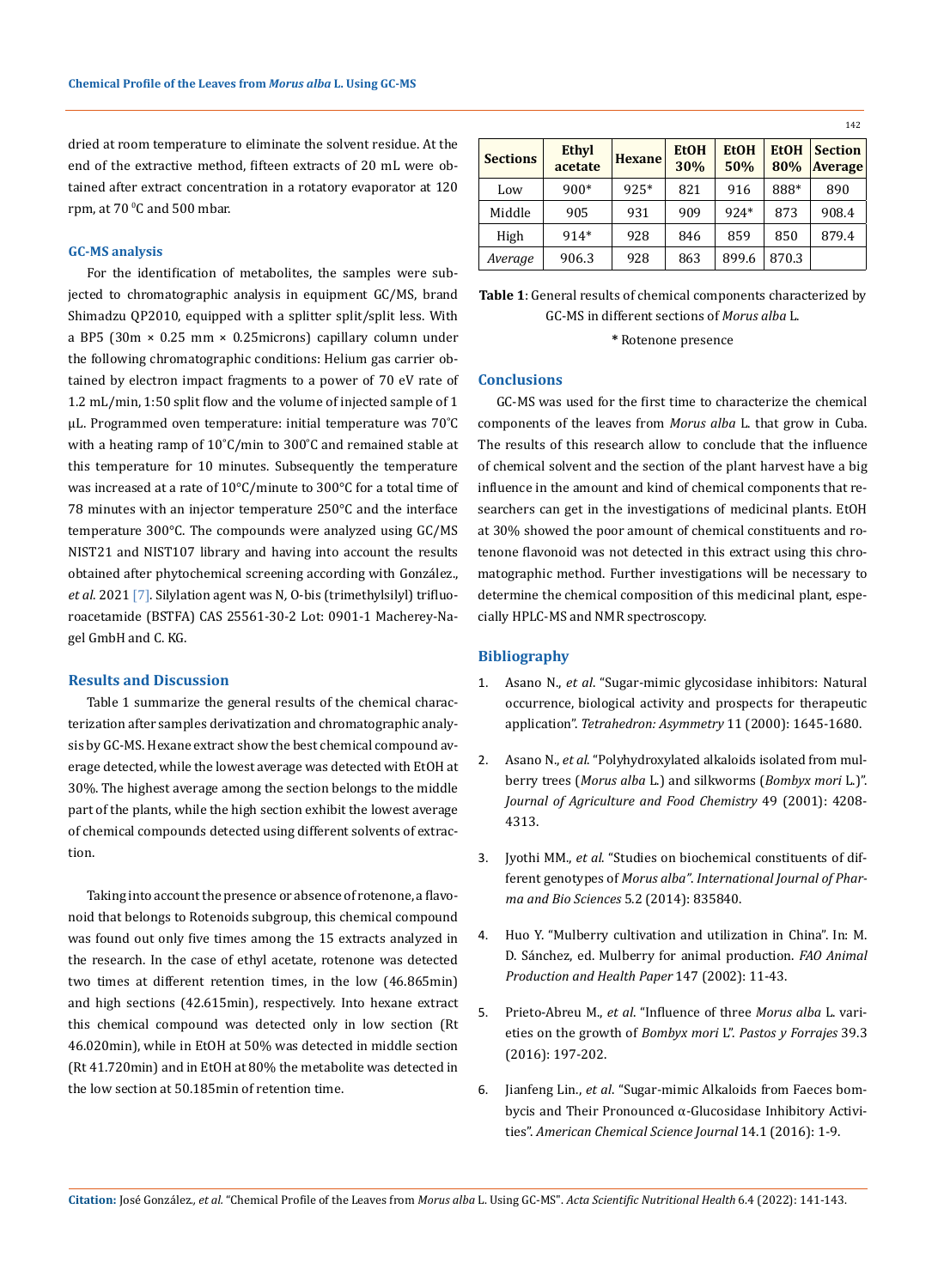dried at room temperature to eliminate the solvent residue. At the end of the extractive method, fifteen extracts of 20 mL were obtained after extract concentration in a rotatory evaporator at 120 rpm, at 70 $^0$C and 500 mbar.

### GC-MS analysis

For the identification of metabolites, the samples were subjected to chromatographic analysis in equipment GC/MS, brand Shimadzu QP2010, equipped with a splitter split/split less. With a BP5 (30m × 0.25 mm × 0.25microns) capillary column under the following chromatographic conditions: Helium gas carrier obtained by electron impact fragments to a power of 70 eV rate of 1.2 mL/min, 1:50 split flow and the volume of injected sample of 1 µL. Programmed oven temperature: initial temperature was 70°C with a heating ramp of 10°C/min to 300°C and remained stable at this temperature for 10 minutes. Subsequently the temperature was increased at a rate of 10°C/minute to 300°C for a total time of 78 minutes with an injector temperature 250°C and the interface temperature 300°C. The compounds were analyzed using GC/MS NIST21 and NIST107 library and having into account the results obtained after phytochemical screening according with González., *et al*. 2021 [7]. Silylation agent was N, O-bis (trimethylsilyl) trifluoroacetamide (BSTFA) CAS 25561-30-2 Lot: 0901-1 Macherey-Nagel GmbH and C. KG.

## Results and Discussion

Table 1 summarize the general results of the chemical characterization after samples derivatization and chromatographic analysis by GC-MS. Hexane extract show the best chemical compound average detected, while the lowest average was detected with EtOH at 30%. The highest average among the section belongs to the middle part of the plants, while the high section exhibit the lowest average of chemical compounds detected using different solvents of extraction.

Taking into account the presence or absence of rotenone, a flavonoid that belongs to Rotenoids subgroup, this chemical compound was found out only five times among the 15 extracts analyzed in the research. In the case of ethyl acetate, rotenone was detected two times at different retention times, in the low (46.865min) and high sections (42.615min), respectively. Into hexane extract this chemical compound was detected only in low section (Rt 46.020min), while in EtOH at 50% was detected in middle section (Rt 41.720min) and in EtOH at 80% the metabolite was detected in the low section at 50.185min of retention time.

| Sections | Ethyl acetate | Hexane | EtOH 30% | EtOH 50% | EtOH 80% | Section Average |
|---|---|---|---|---|---|---|
| Low | 900* | 925* | 821 | 916 | 888* | 890 |
| Middle | 905 | 931 | 909 | 924* | 873 | 908.4 |
| High | 914* | 928 | 846 | 859 | 850 | 879.4 |
| *Average* | 906.3 | 928 | 863 | 899.6 | 870.3 | |

**Table 1**: General results of chemical components characterized by GC-MS in different sections of *Morus alba* L.

\* Rotenone presence

## Conclusions

GC-MS was used for the first time to characterize the chemical components of the leaves from *Morus alba* L. that grow in Cuba. The results of this research allow to conclude that the influence of chemical solvent and the section of the plant harvest have a big influence in the amount and kind of chemical components that researchers can get in the investigations of medicinal plants. EtOH at 30% showed the poor amount of chemical constituents and rotenone flavonoid was not detected in this extract using this chromatographic method. Further investigations will be necessary to determine the chemical composition of this medicinal plant, especially HPLC-MS and NMR spectroscopy.

## Bibliography

1. Asano N., *et al*. "Sugar-mimic glycosidase inhibitors: Natural occurrence, biological activity and prospects for therapeutic application". *Tetrahedron: Asymmetry* 11 (2000): 1645-1680.
2. Asano N., *et al*. "Polyhydroxylated alkaloids isolated from mulberry trees (*Morus alba* L.) and silkworms (*Bombyx mori* L.)". *Journal of Agriculture and Food Chemistry* 49 (2001): 4208-4313.
3. Jyothi MM., *et al*. "Studies on biochemical constituents of different genotypes of *Morus alba*". *International Journal of Pharma and Bio Sciences* 5.2 (2014): 835840.
4. Huo Y. "Mulberry cultivation and utilization in China". In: M. D. Sánchez, ed. Mulberry for animal production. *FAO Animal Production and Health Paper* 147 (2002): 11-43.
5. Prieto-Abreu M., *et al*. "Influence of three *Morus alba* L. varieties on the growth of *Bombyx mori* L". *Pastos y Forrajes* 39.3 (2016): 197-202.
6. Jianfeng Lin., *et al*. "Sugar-mimic Alkaloids from Faeces bombycis and Their Pronounced α-Glucosidase Inhibitory Activities". *American Chemical Science Journal* 14.1 (2016): 1-9.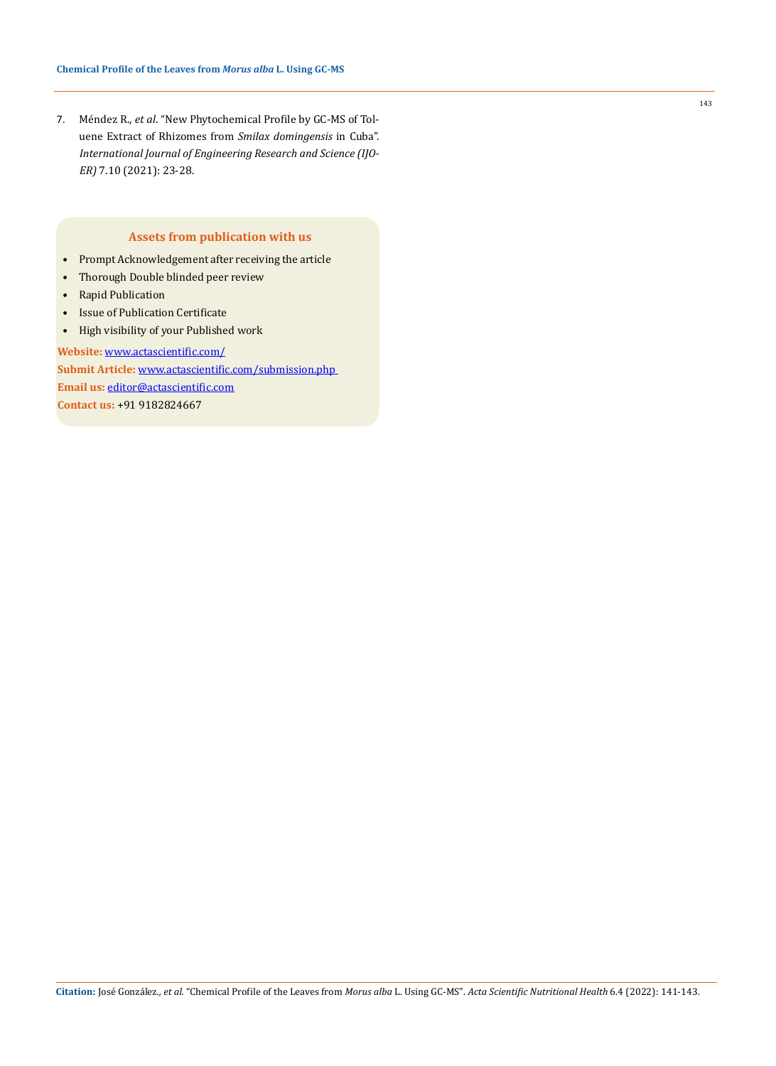7. Méndez R., *et al*. "New Phytochemical Profile by GC-MS of Toluene Extract of Rhizomes from *Smilax domingensis* in Cuba". *International Journal of Engineering Research and Science (IJOER)* 7.10 (2021): 23-28.

**Assets from publication with us**

- Prompt Acknowledgement after receiving the article
- Thorough Double blinded peer review
- Rapid Publication
- Issue of Publication Certificate
- High visibility of your Published work

**Website:** www.actascientific.com/
**Submit Article:** www.actascientific.com/submission.php
**Email us:** editor@actascientific.com
**Contact us:** +91 9182824667